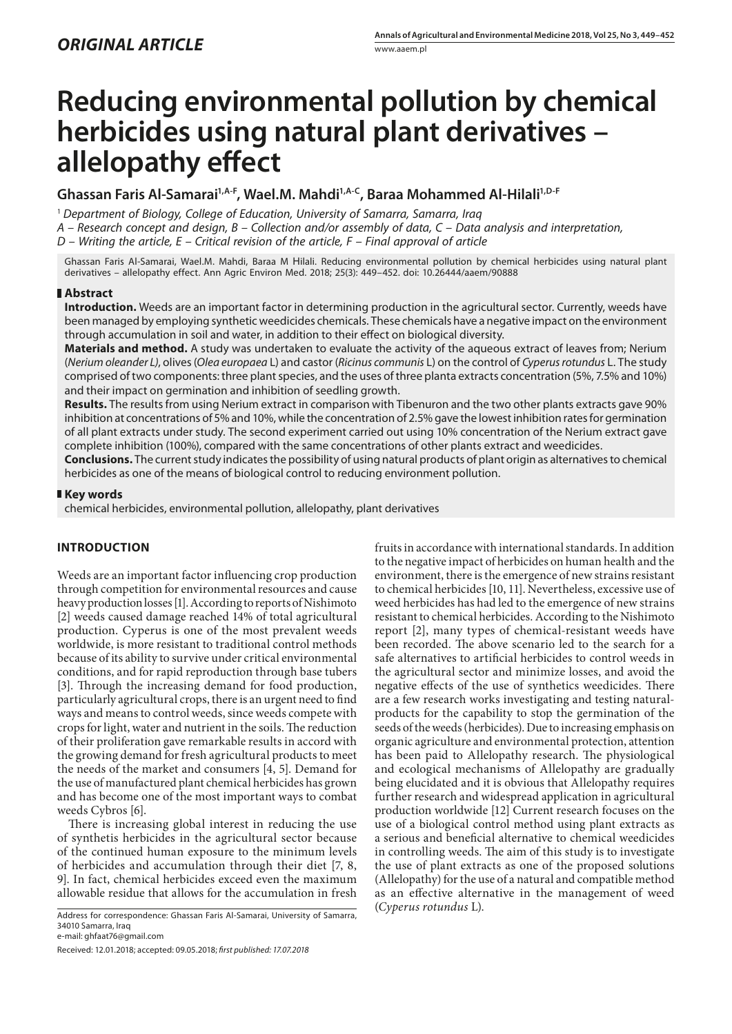*ORIGINAL ARTICLE*

# Reducing environmental pollution by chemical herbicides using natural plant derivatives – allelopathy effect

**Ghassan Faris Al-Samarai[1,A-F], Wael.M. Mahdi[1,A-C], Baraa Mohammed Al-Hilali[1,D-F]**

[1] *Department of Biology, College of Education, University of Samarra, Samarra, Iraq*

*A – Research concept and design, B – Collection and/or assembly of data, C – Data analysis and interpretation, D – Writing the article, E – Critical revision of the article, F – Final approval of article*

Ghassan Faris Al-Samarai, Wael.M. Mahdi, Baraa M Hilali. Reducing environmental pollution by chemical herbicides using natural plant derivatives – allelopathy effect. Ann Agric Environ Med. 2018; 25(3): 449–452. doi: 10.26444/aaem/90888

## Abstract

**Introduction.** Weeds are an important factor in determining production in the agricultural sector. Currently, weeds have been managed by employing synthetic weedicides chemicals. These chemicals have a negative impact on the environment through accumulation in soil and water, in addition to their effect on biological diversity.

**Materials and method.** A study was undertaken to evaluate the activity of the aqueous extract of leaves from; Nerium (*Nerium oleander L)*, olives (*Olea europaea* L) and castor (*Ricinus communis* L) on the control of *Cyperus rotundus* L. The study comprised of two components: three plant species, and the uses of three planta extracts concentration (5%, 7.5% and 10%) and their impact on germination and inhibition of seedling growth.

**Results.** The results from using Nerium extract in comparison with Tibenuron and the two other plants extracts gave 90% inhibition at concentrations of 5% and 10%, while the concentration of 2.5% gave the lowest inhibition rates for germination of all plant extracts under study. The second experiment carried out using 10% concentration of the Nerium extract gave complete inhibition (100%), compared with the same concentrations of other plants extract and weedicides.

**Conclusions.** The current study indicates the possibility of using natural products of plant origin as alternatives to chemical herbicides as one of the means of biological control to reducing environment pollution.

## Key words

chemical herbicides, environmental pollution, allelopathy, plant derivatives

## INTRODUCTION

Weeds are an important factor influencing crop production through competition for environmental resources and cause heavy production losses [1]. According to reports of Nishimoto [2] weeds caused damage reached 14% of total agricultural production. Cyperus is one of the most prevalent weeds worldwide, is more resistant to traditional control methods because of its ability to survive under critical environmental conditions, and for rapid reproduction through base tubers [3]. Through the increasing demand for food production, particularly agricultural crops, there is an urgent need to find ways and means to control weeds, since weeds compete with crops for light, water and nutrient in the soils. The reduction of their proliferation gave remarkable results in accord with the growing demand for fresh agricultural products to meet the needs of the market and consumers [4, 5]. Demand for the use of manufactured plant chemical herbicides has grown and has become one of the most important ways to combat weeds Cybros [6].

There is increasing global interest in reducing the use of synthetis herbicides in the agricultural sector because of the continued human exposure to the minimum levels of herbicides and accumulation through their diet [7, 8, 9]. In fact, chemical herbicides exceed even the maximum allowable residue that allows for the accumulation in fresh fruits in accordance with international standards. In addition to the negative impact of herbicides on human health and the environment, there is the emergence of new strains resistant to chemical herbicides [10, 11]. Nevertheless, excessive use of weed herbicides has had led to the emergence of new strains resistant to chemical herbicides. According to the Nishimoto report [2], many types of chemical-resistant weeds have been recorded. The above scenario led to the search for a safe alternatives to artificial herbicides to control weeds in the agricultural sector and minimize losses, and avoid the negative effects of the use of synthetics weedicides. There are a few research works investigating and testing natural-products for the capability to stop the germination of the seeds of the weeds (herbicides). Due to increasing emphasis on organic agriculture and environmental protection, attention has been paid to Allelopathy research. The physiological and ecological mechanisms of Allelopathy are gradually being elucidated and it is obvious that Allelopathy requires further research and widespread application in agricultural production worldwide [12] Current research focuses on the use of a biological control method using plant extracts as a serious and beneficial alternative to chemical weedicides in controlling weeds. The aim of this study is to investigate the use of plant extracts as one of the proposed solutions (Allelopathy) for the use of a natural and compatible method as an effective alternative in the management of weed (*Cyperus rotundus* L).

Address for correspondence: Ghassan Faris Al-Samarai, University of Samarra, 34010 Samarra, Iraq
e-mail: ghfaat76@gmail.com

Received: 12.01.2018; accepted: 09.05.2018; *first published: 17.07.2018*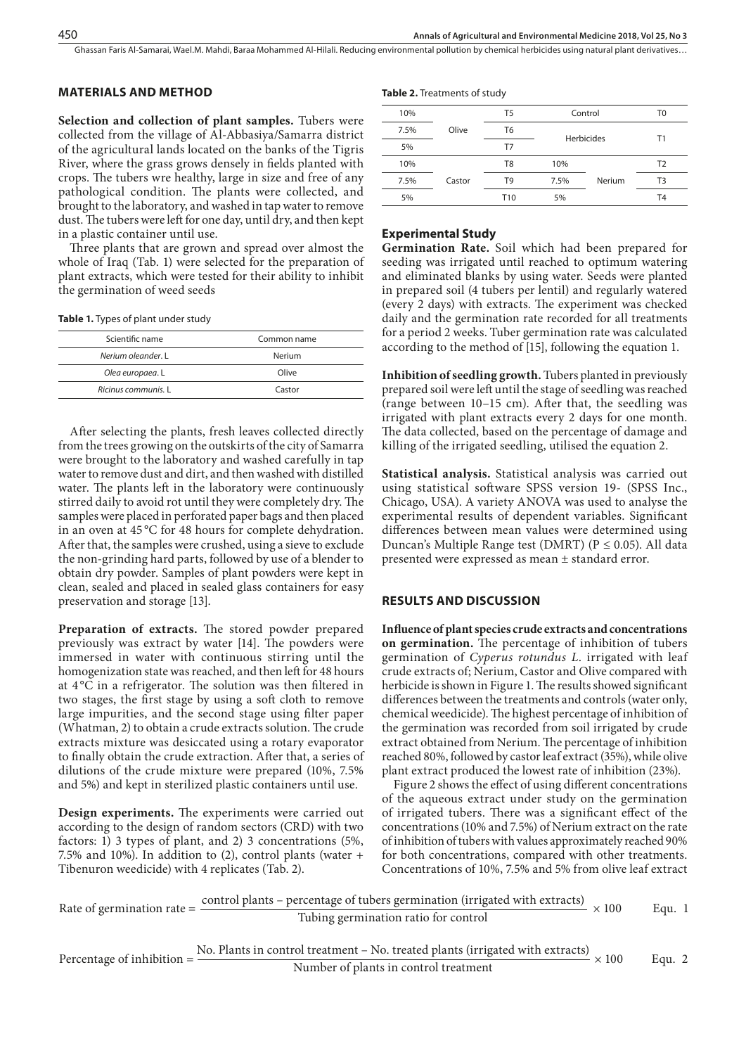## MATERIALS AND METHOD

**Selection and collection of plant samples.** Tubers were collected from the village of Al-Abbasiya/Samarra district of the agricultural lands located on the banks of the Tigris River, where the grass grows densely in fields planted with crops. The tubers wre healthy, large in size and free of any pathological condition. The plants were collected, and brought to the laboratory, and washed in tap water to remove dust. The tubers were left for one day, until dry, and then kept in a plastic container until use.

Three plants that are grown and spread over almost the whole of Iraq (Tab. 1) were selected for the preparation of plant extracts, which were tested for their ability to inhibit the germination of weed seeds

**Table 1.** Types of plant under study

| Scientific name | Common name |
|---|---|
| *Nerium oleander*. L | Nerium |
| *Olea europaea*. L | Olive |
| *Ricinus communis*. L | Castor |

After selecting the plants, fresh leaves collected directly from the trees growing on the outskirts of the city of Samarra were brought to the laboratory and washed carefully in tap water to remove dust and dirt, and then washed with distilled water. The plants left in the laboratory were continuously stirred daily to avoid rot until they were completely dry. The samples were placed in perforated paper bags and then placed in an oven at 45 °C for 48 hours for complete dehydration. After that, the samples were crushed, using a sieve to exclude the non-grinding hard parts, followed by use of a blender to obtain dry powder. Samples of plant powders were kept in clean, sealed and placed in sealed glass containers for easy preservation and storage [13].

**Preparation of extracts.** The stored powder prepared previously was extract by water [14]. The powders were immersed in water with continuous stirring until the homogenization state was reached, and then left for 48 hours at 4 °C in a refrigerator. The solution was then filtered in two stages, the first stage by using a soft cloth to remove large impurities, and the second stage using filter paper (Whatman, 2) to obtain a crude extracts solution. The crude extracts mixture was desiccated using a rotary evaporator to finally obtain the crude extraction. After that, a series of dilutions of the crude mixture were prepared (10%, 7.5% and 5%) and kept in sterilized plastic containers until use.

**Design experiments.** The experiments were carried out according to the design of random sectors (CRD) with two factors: 1) 3 types of plant, and 2) 3 concentrations (5%, 7.5% and 10%). In addition to (2), control plants (water + Tibenuron weedicide) with 4 replicates (Tab. 2).

**Table 2.** Treatments of study

| | | | | | |
|---|---|---|---|---|---|
| 10% | Olive | T5 | Control | | T0 |
| 7.5% | | T6 | Herbicides | | T1 |
| 5% | | T7 | | | |
| 10% | Castor | T8 | 10% | Nerium | T2 |
| 7.5% | | T9 | 7.5% | | T3 |
| 5% | | T10 | 5% | | T4 |

### Experimental Study

**Germination Rate.** Soil which had been prepared for seeding was irrigated until reached to optimum watering and eliminated blanks by using water. Seeds were planted in prepared soil (4 tubers per lentil) and regularly watered (every 2 days) with extracts. The experiment was checked daily and the germination rate recorded for all treatments for a period 2 weeks. Tuber germination rate was calculated according to the method of [15], following the equation 1.

**Inhibition of seedling growth.** Tubers planted in previously prepared soil were left until the stage of seedling was reached (range between 10–15 cm). After that, the seedling was irrigated with plant extracts every 2 days for one month. The data collected, based on the percentage of damage and killing of the irrigated seedling, utilised the equation 2.

**Statistical analysis.** Statistical analysis was carried out using statistical software SPSS version 19- (SPSS Inc., Chicago, USA). A variety ANOVA was used to analyse the experimental results of dependent variables. Significant differences between mean values were determined using Duncan's Multiple Range test (DMRT) ($P \leq 0.05$). All data presented were expressed as mean ± standard error.

## RESULTS AND DISCUSSION

**Influence of plant species crude extracts and concentrations on germination.** The percentage of inhibition of tubers germination of *Cyperus rotundus L*. irrigated with leaf crude extracts of; Nerium, Castor and Olive compared with herbicide is shown in Figure 1. The results showed significant differences between the treatments and controls (water only, chemical weedicide). The highest percentage of inhibition of the germination was recorded from soil irrigated by crude extract obtained from Nerium. The percentage of inhibition reached 80%, followed by castor leaf extract (35%), while olive plant extract produced the lowest rate of inhibition (23%).

Figure 2 shows the effect of using different concentrations of the aqueous extract under study on the germination of irrigated tubers. There was a significant effect of the concentrations (10% and 7.5%) of Nerium extract on the rate of inhibition of tubers with values approximately reached 90% for both concentrations, compared with other treatments. Concentrations of 10%, 7.5% and 5% from olive leaf extract

$$\text{Rate of germination rate} = \frac{\text{control plants} - \text{percentage of tubers germination (irrigated with extracts)}}{\text{Tubing germination ratio for control}} \times 100 \qquad \text{Equ. 1}$$

$$\text{Percentage of inhibition} = \frac{\text{No. Plants in control treatment} - \text{No. treated plants (irrigated with extracts)}}{\text{Number of plants in control treatment}} \times 100 \qquad \text{Equ. 2}$$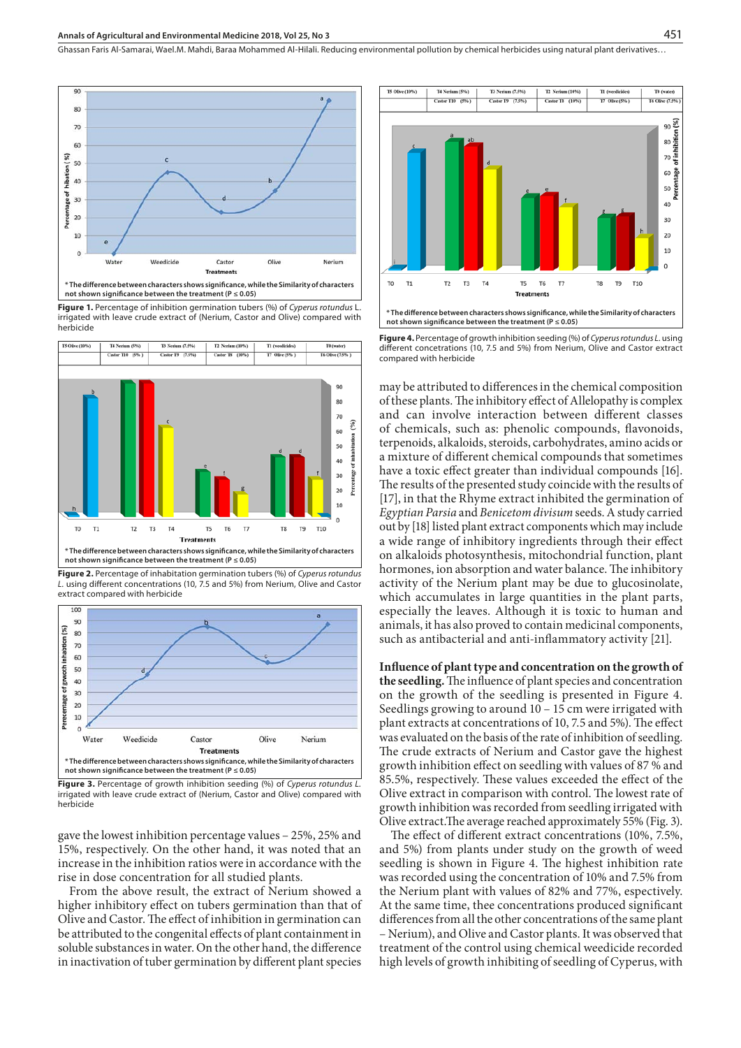*The difference between characters shows significance, while the Similarity of characters not shown significance between the treatment (P ≤ 0.05)

**Figure 1.** Percentage of inhibition germination tubers (%) of *Cyperus rotundus* L. irrigated with leave crude extract of (Nerium, Castor and Olive) compared with herbicide

*The difference between characters shows significance, while the Similarity of characters not shown significance between the treatment (P ≤ 0.05)

**Figure 2.** Percentage of inhabitation germination tubers (%) of *Cyperus rotundus L.* using different concentrations (10, 7.5 and 5%) from Nerium, Olive and Castor extract compared with herbicide

*The difference between characters shows significance, while the Similarity of characters not shown significance between the treatment (P ≤ 0.05)

**Figure 3.** Percentage of growth inhibition seeding (%) of *Cyperus rotundus L.* irrigated with leave crude extract of (Nerium, Castor and Olive) compared with herbicide

gave the lowest inhibition percentage values – 25%, 25% and 15%, respectively. On the other hand, it was noted that an increase in the inhibition ratios were in accordance with the rise in dose concentration for all studied plants.

From the above result, the extract of Nerium showed a higher inhibitory effect on tubers germination than that of Olive and Castor. The effect of inhibition in germination can be attributed to the congenital effects of plant containment in soluble substances in water. On the other hand, the difference in inactivation of tuber germination by different plant species

*The difference between characters shows significance, while the Similarity of characters not shown significance between the treatment (P ≤ 0.05)

**Figure 4.** Percentage of growth inhibition seeding (%) of *Cyperus rotundus L.* using different concetrations (10, 7.5 and 5%) from Nerium, Olive and Castor extract compared with herbicide

may be attributed to differences in the chemical composition of these plants. The inhibitory effect of Allelopathy is complex and can involve interaction between different classes of chemicals, such as: phenolic compounds, flavonoids, terpenoids, alkaloids, steroids, carbohydrates, amino acids or a mixture of different chemical compounds that sometimes have a toxic effect greater than individual compounds [16]. The results of the presented study coincide with the results of [17], in that the Rhyme extract inhibited the germination of *Egyptian Parsia* and *Benicetom divisum* seeds. A study carried out by [18] listed plant extract components which may include a wide range of inhibitory ingredients through their effect on alkaloids photosynthesis, mitochondrial function, plant hormones, ion absorption and water balance. The inhibitory activity of the Nerium plant may be due to glucosinolate, which accumulates in large quantities in the plant parts, especially the leaves. Although it is toxic to human and animals, it has also proved to contain medicinal components, such as antibacterial and anti-inflammatory activity [21].

**Influence of plant type and concentration on the growth of the seedling.** The influence of plant species and concentration on the growth of the seedling is presented in Figure 4. Seedlings growing to around 10 – 15 cm were irrigated with plant extracts at concentrations of 10, 7.5 and 5%). The effect was evaluated on the basis of the rate of inhibition of seedling. The crude extracts of Nerium and Castor gave the highest growth inhibition effect on seedling with values of 87 % and 85.5%, respectively. These values exceeded the effect of the Olive extract in comparison with control. The lowest rate of growth inhibition was recorded from seedling irrigated with Olive extract.The average reached approximately 55% (Fig. 3).

The effect of different extract concentrations (10%, 7.5%, and 5%) from plants under study on the growth of weed seedling is shown in Figure 4. The highest inhibition rate was recorded using the concentration of 10% and 7.5% from the Nerium plant with values of 82% and 77%, espectively. At the same time, these concentrations produced significant differences from all the other concentrations of the same plant – Nerium), and Olive and Castor plants. It was observed that treatment of the control using chemical weedicide recorded high levels of growth inhibiting of seedling of Cyperus, with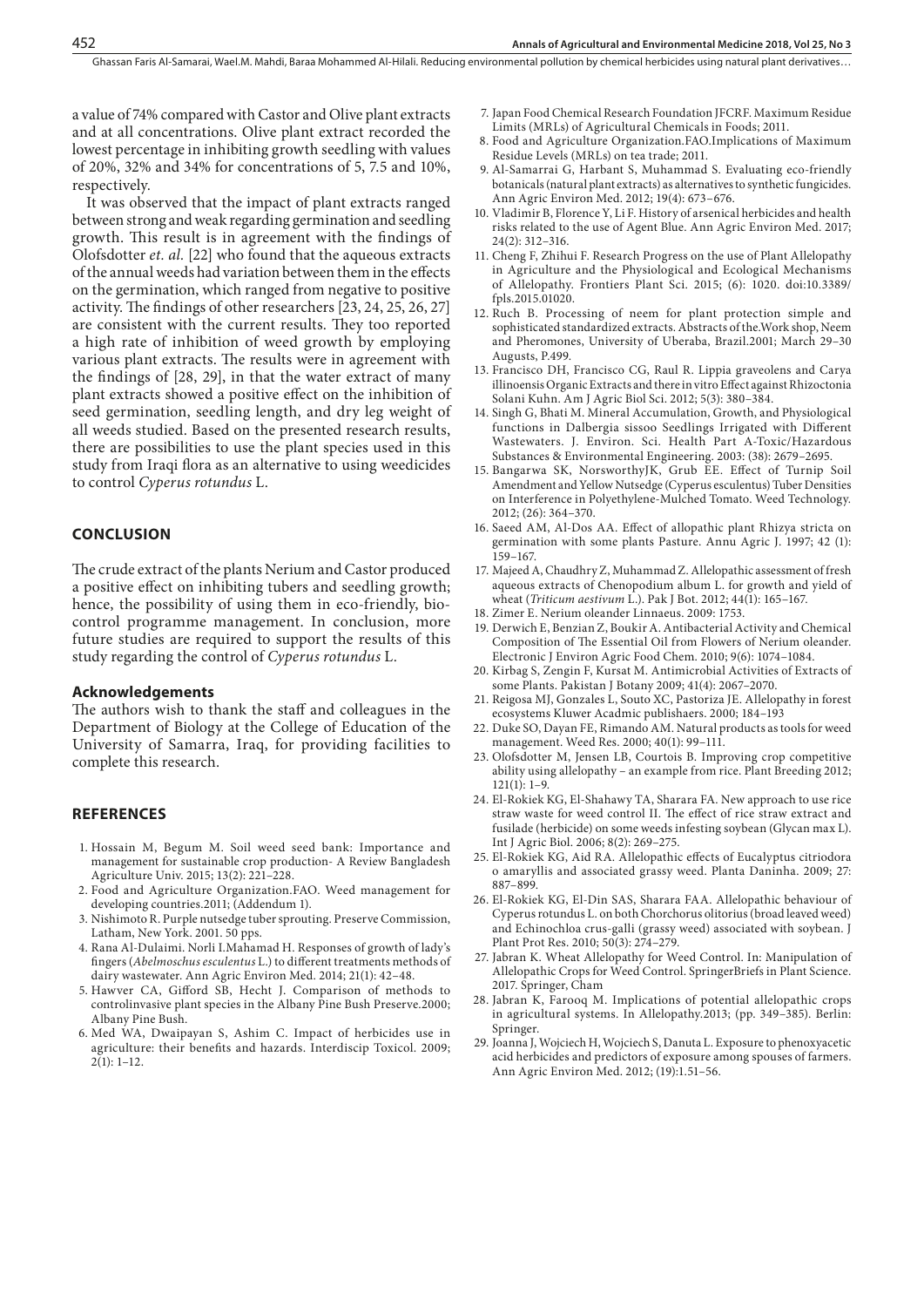a value of 74% compared with Castor and Olive plant extracts and at all concentrations. Olive plant extract recorded the lowest percentage in inhibiting growth seedling with values of 20%, 32% and 34% for concentrations of 5, 7.5 and 10%, respectively.

It was observed that the impact of plant extracts ranged between strong and weak regarding germination and seedling growth. This result is in agreement with the findings of Olofsdotter *et. al.* [22] who found that the aqueous extracts of the annual weeds had variation between them in the effects on the germination, which ranged from negative to positive activity. The findings of other researchers [23, 24, 25, 26, 27] are consistent with the current results. They too reported a high rate of inhibition of weed growth by employing various plant extracts. The results were in agreement with the findings of [28, 29], in that the water extract of many plant extracts showed a positive effect on the inhibition of seed germination, seedling length, and dry leg weight of all weeds studied. Based on the presented research results, there are possibilities to use the plant species used in this study from Iraqi flora as an alternative to using weedicides to control *Cyperus rotundus* L.

## CONCLUSION

The crude extract of the plants Nerium and Castor produced a positive effect on inhibiting tubers and seedling growth; hence, the possibility of using them in eco-friendly, bio-control programme management. In conclusion, more future studies are required to support the results of this study regarding the control of *Cyperus rotundus* L.

### Acknowledgements

The authors wish to thank the staff and colleagues in the Department of Biology at the College of Education of the University of Samarra, Iraq, for providing facilities to complete this research.

## REFERENCES

1. Hossain M, Begum M. Soil weed seed bank: Importance and management for sustainable crop production- A Review Bangladesh Agriculture Univ. 2015; 13(2): 221–228.
2. Food and Agriculture Organization.FAO. Weed management for developing countries.2011; (Addendum 1).
3. Nishimoto R. Purple nutsedge tuber sprouting. Preserve Commission, Latham, New York. 2001. 50 pps.
4. Rana Al-Dulaimi. Norli I.Mahamad H. Responses of growth of lady's fingers (*Abelmoschus esculentus* L.) to different treatments methods of dairy wastewater. Ann Agric Environ Med. 2014; 21(1): 42–48.
5. Hawver CA, Gifford SB, Hecht J. Comparison of methods to controlinvasive plant species in the Albany Pine Bush Preserve.2000; Albany Pine Bush.
6. Med WA, Dwaipayan S, Ashim C. Impact of herbicides use in agriculture: their benefits and hazards. Interdiscip Toxicol. 2009; 2(1): 1–12.
7. Japan Food Chemical Research Foundation JFCRF. Maximum Residue Limits (MRLs) of Agricultural Chemicals in Foods; 2011.
8. Food and Agriculture Organization.FAO.Implications of Maximum Residue Levels (MRLs) on tea trade; 2011.
9. Al-Samarrai G, Harbant S, Muhammad S. Evaluating eco-friendly botanicals (natural plant extracts) as alternatives to synthetic fungicides. Ann Agric Environ Med. 2012; 19(4): 673–676.
10. Vladimir B, Florence Y, Li F. History of arsenical herbicides and health risks related to the use of Agent Blue. Ann Agric Environ Med. 2017; 24(2): 312–316.
11. Cheng F, Zhihui F. Research Progress on the use of Plant Allelopathy in Agriculture and the Physiological and Ecological Mechanisms of Allelopathy. Frontiers Plant Sci. 2015; (6): 1020. doi:10.3389/fpls.2015.01020.
12. Ruch B. Processing of neem for plant protection simple and sophisticated standardized extracts. Abstracts of the.Work shop, Neem and Pheromones, University of Uberaba, Brazil.2001; March 29–30 Augusts, P.499.
13. Francisco DH, Francisco CG, Raul R. Lippia graveolens and Carya illinoensis Organic Extracts and there in vitro Effect against Rhizoctonia Solani Kuhn. Am J Agric Biol Sci. 2012; 5(3): 380–384.
14. Singh G, Bhati M. Mineral Accumulation, Growth, and Physiological functions in Dalbergia sissoo Seedlings Irrigated with Different Wastewaters. J. Environ. Sci. Health Part A-Toxic/Hazardous Substances & Environmental Engineering. 2003: (38): 2679–2695.
15. Bangarwa SK, NorsworthyJK, Grub EE. Effect of Turnip Soil Amendment and Yellow Nutsedge (Cyperus esculentus) Tuber Densities on Interference in Polyethylene-Mulched Tomato. Weed Technology. 2012; (26): 364–370.
16. Saeed AM, Al-Dos AA. Effect of allopathic plant Rhizya stricta on germination with some plants Pasture. Annu Agric J. 1997; 42 (1): 159–167.
17. Majeed A, Chaudhry Z, Muhammad Z. Allelopathic assessment of fresh aqueous extracts of Chenopodium album L. for growth and yield of wheat (*Triticum aestivum* L.). Pak J Bot. 2012; 44(1): 165–167.
18. Zimer E. Nerium oleander Linnaeus. 2009: 1753.
19. Derwich E, Benzian Z, Boukir A. Antibacterial Activity and Chemical Composition of The Essential Oil from Flowers of Nerium oleander. Electronic J Environ Agric Food Chem. 2010; 9(6): 1074–1084.
20. Kirbag S, Zengin F, Kursat M. Antimicrobial Activities of Extracts of some Plants. Pakistan J Botany 2009; 41(4): 2067–2070.
21. Reigosa MJ, Gonzales L, Souto XC, Pastoriza JE. Allelopathy in forest ecosystems Kluwer Acadmic publishaers. 2000; 184–193
22. Duke SO, Dayan FE, Rimando AM. Natural products as tools for weed management. Weed Res. 2000; 40(1): 99–111.
23. Olofsdotter M, Jensen LB, Courtois B. Improving crop competitive ability using allelopathy – an example from rice. Plant Breeding 2012; 121(1): 1–9.
24. El-Rokiek KG, El-Shahawy TA, Sharara FA. New approach to use rice straw waste for weed control II. The effect of rice straw extract and fusilade (herbicide) on some weeds infesting soybean (Glycan max L). Int J Agric Biol. 2006; 8(2): 269–275.
25. El-Rokiek KG, Aid RA. Allelopathic effects of Eucalyptus citriodora o amaryllis and associated grassy weed. Planta Daninha. 2009; 27: 887–899.
26. El-Rokiek KG, El-Din SAS, Sharara FAA. Allelopathic behaviour of Cyperus rotundus L. on both Chorchorus olitorius (broad leaved weed) and Echinochloa crus-galli (grassy weed) associated with soybean. J Plant Prot Res. 2010; 50(3): 274–279.
27. Jabran K. Wheat Allelopathy for Weed Control. In: Manipulation of Allelopathic Crops for Weed Control. SpringerBriefs in Plant Science. 2017. Springer, Cham
28. Jabran K, Farooq M. Implications of potential allelopathic crops in agricultural systems. In Allelopathy.2013; (pp. 349–385). Berlin: Springer.
29. Joanna J, Wojciech H, Wojciech S, Danuta L. Exposure to phenoxyacetic acid herbicides and predictors of exposure among spouses of farmers. Ann Agric Environ Med. 2012; (19):1.51–56.